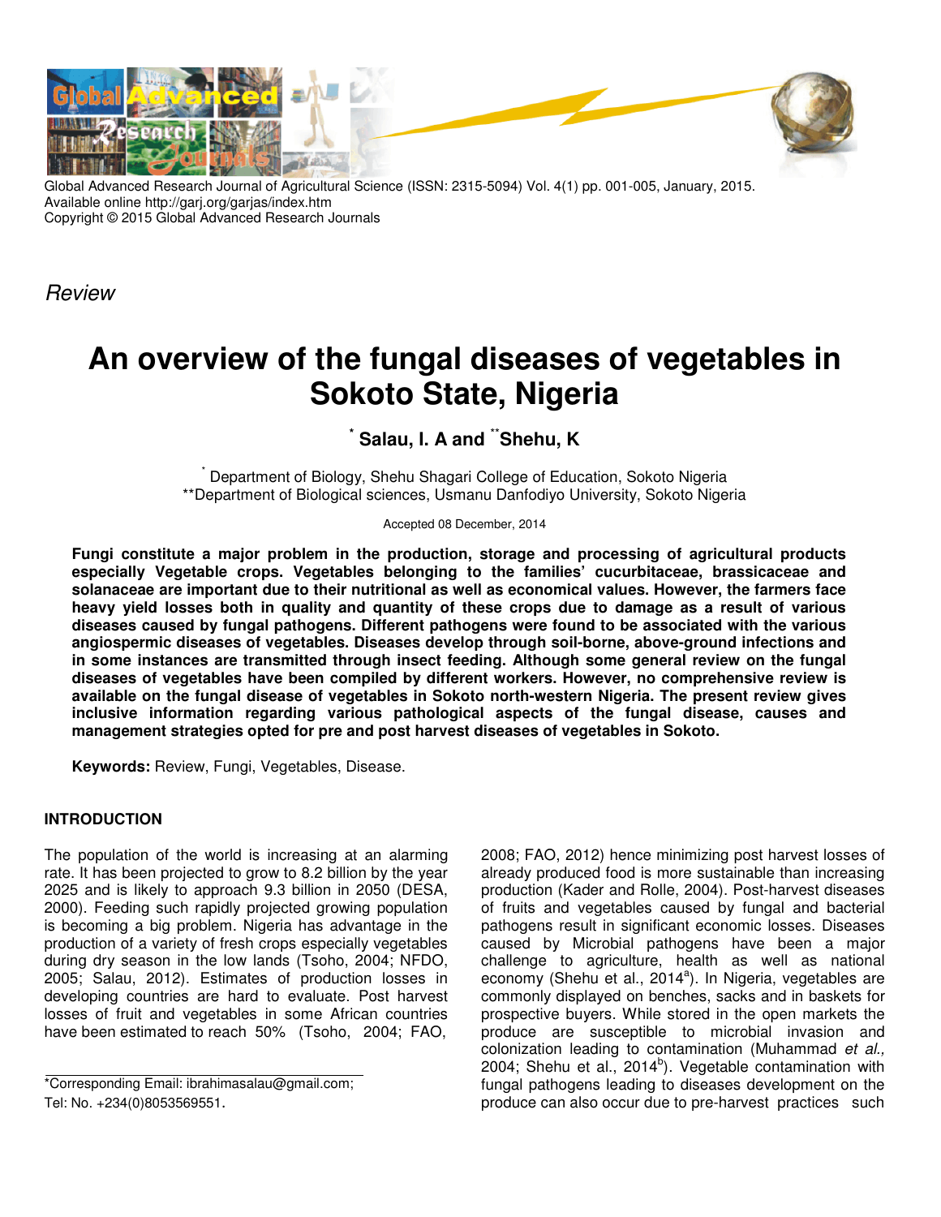Global Advanced Research Journal of Agricultural Science (ISSN: 2315-5094) Vol. 4(1) pp. 001-005, January, 2015.
Available online http://garj.org/garjas/index.htm
Copyright © 2015 Global Advanced Research Journals

*Review*

# An overview of the fungal diseases of vegetables in Sokoto State, Nigeria

**[*] Salau, I. A and [**]Shehu, K**

[*] Department of Biology, Shehu Shagari College of Education, Sokoto Nigeria
**Department of Biological sciences, Usmanu Danfodiyo University, Sokoto Nigeria

Accepted 08 December, 2014

**Fungi constitute a major problem in the production, storage and processing of agricultural products especially Vegetable crops. Vegetables belonging to the families' cucurbitaceae, brassicaceae and solanaceae are important due to their nutritional as well as economical values. However, the farmers face heavy yield losses both in quality and quantity of these crops due to damage as a result of various diseases caused by fungal pathogens. Different pathogens were found to be associated with the various angiospermic diseases of vegetables. Diseases develop through soil-borne, above-ground infections and in some instances are transmitted through insect feeding. Although some general review on the fungal diseases of vegetables have been compiled by different workers. However, no comprehensive review is available on the fungal disease of vegetables in Sokoto north-western Nigeria. The present review gives inclusive information regarding various pathological aspects of the fungal disease, causes and management strategies opted for pre and post harvest diseases of vegetables in Sokoto.**

**Keywords:** Review, Fungi, Vegetables, Disease.

## INTRODUCTION

The population of the world is increasing at an alarming rate. It has been projected to grow to 8.2 billion by the year 2025 and is likely to approach 9.3 billion in 2050 (DESA, 2000). Feeding such rapidly projected growing population is becoming a big problem. Nigeria has advantage in the production of a variety of fresh crops especially vegetables during dry season in the low lands (Tsoho, 2004; NFDO, 2005; Salau, 2012). Estimates of production losses in developing countries are hard to evaluate. Post harvest losses of fruit and vegetables in some African countries have been estimated to reach 50% (Tsoho, 2004; FAO, 2008; FAO, 2012) hence minimizing post harvest losses of already produced food is more sustainable than increasing production (Kader and Rolle, 2004). Post-harvest diseases of fruits and vegetables caused by fungal and bacterial pathogens result in significant economic losses. Diseases caused by Microbial pathogens have been a major challenge to agriculture, health as well as national economy (Shehu et al., 2014[a]). In Nigeria, vegetables are commonly displayed on benches, sacks and in baskets for prospective buyers. While stored in the open markets the produce are susceptible to microbial invasion and colonization leading to contamination (Muhammad *et al.,* 2004; Shehu et al., 2014[b]). Vegetable contamination with fungal pathogens leading to diseases development on the produce can also occur due to pre-harvest practices such

*Corresponding Email: ibrahimasalau@gmail.com;
Tel: No. +234(0)8053569551.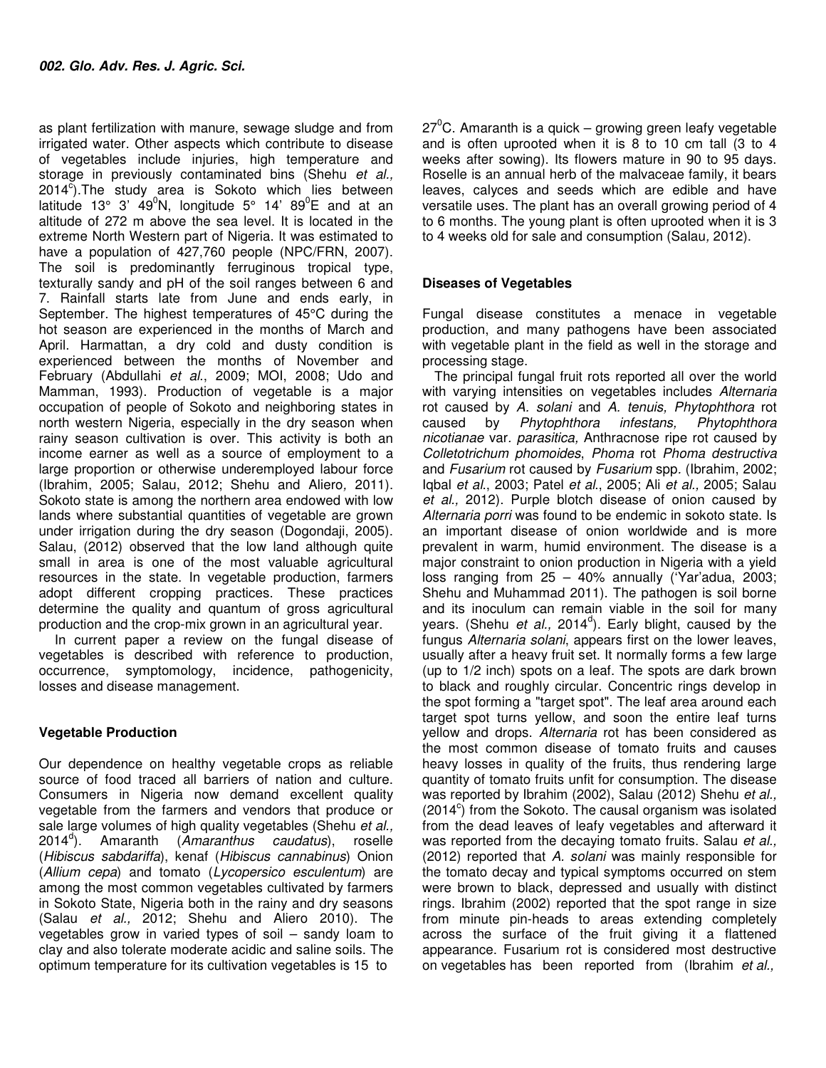as plant fertilization with manure, sewage sludge and from irrigated water. Other aspects which contribute to disease of vegetables include injuries, high temperature and storage in previously contaminated bins (Shehu *et al.,* 2014[c]).The study area is Sokoto which lies between latitude 13° 3' 49$^0$N, longitude 5° 14' 89$^0$E and at an altitude of 272 m above the sea level. It is located in the extreme North Western part of Nigeria. It was estimated to have a population of 427,760 people (NPC/FRN, 2007). The soil is predominantly ferruginous tropical type, texturally sandy and pH of the soil ranges between 6 and 7. Rainfall starts late from June and ends early, in September. The highest temperatures of 45°C during the hot season are experienced in the months of March and April. Harmattan, a dry cold and dusty condition is experienced between the months of November and February (Abdullahi *et al*., 2009; MOI, 2008; Udo and Mamman, 1993). Production of vegetable is a major occupation of people of Sokoto and neighboring states in north western Nigeria, especially in the dry season when rainy season cultivation is over. This activity is both an income earner as well as a source of employment to a large proportion or otherwise underemployed labour force (Ibrahim, 2005; Salau, 2012; Shehu and Aliero*,* 2011). Sokoto state is among the northern area endowed with low lands where substantial quantities of vegetable are grown under irrigation during the dry season (Dogondaji, 2005). Salau, (2012) observed that the low land although quite small in area is one of the most valuable agricultural resources in the state. In vegetable production, farmers adopt different cropping practices. These practices determine the quality and quantum of gross agricultural production and the crop-mix grown in an agricultural year.

In current paper a review on the fungal disease of vegetables is described with reference to production, occurrence, symptomology, incidence, pathogenicity, losses and disease management.

## Vegetable Production

Our dependence on healthy vegetable crops as reliable source of food traced all barriers of nation and culture. Consumers in Nigeria now demand excellent quality vegetable from the farmers and vendors that produce or sale large volumes of high quality vegetables (Shehu *et al.,* 2014[d]). Amaranth (*Amaranthus caudatus*), roselle (*Hibiscus sabdariffa*), kenaf (*Hibiscus cannabinus*) Onion (*Allium cepa*) and tomato (*Lycopersico esculentum*) are among the most common vegetables cultivated by farmers in Sokoto State, Nigeria both in the rainy and dry seasons (Salau *et al.,* 2012; Shehu and Aliero 2010). The vegetables grow in varied types of soil – sandy loam to clay and also tolerate moderate acidic and saline soils. The optimum temperature for its cultivation vegetables is 15 to 27$^0$C. Amaranth is a quick – growing green leafy vegetable and is often uprooted when it is 8 to 10 cm tall (3 to 4 weeks after sowing). Its flowers mature in 90 to 95 days. Roselle is an annual herb of the malvaceae family, it bears leaves, calyces and seeds which are edible and have versatile uses. The plant has an overall growing period of 4 to 6 months. The young plant is often uprooted when it is 3 to 4 weeks old for sale and consumption (Salau*,* 2012).

## Diseases of Vegetables

Fungal disease constitutes a menace in vegetable production, and many pathogens have been associated with vegetable plant in the field as well in the storage and processing stage.

The principal fungal fruit rots reported all over the world with varying intensities on vegetables includes *Alternaria* rot caused by *A. solani* and *A. tenuis, Phytophthora* rot caused by *Phytophthora infestans, Phytophthora nicotianae* var. *parasitica,* Anthracnose ripe rot caused by *Colletotrichum phomoides*, *Phoma* rot *Phoma destructiva* and *Fusarium* rot caused by *Fusarium* spp. (Ibrahim, 2002; Iqbal *et al*., 2003; Patel *et al*., 2005; Ali *et al.,* 2005; Salau *et al.,* 2012). Purple blotch disease of onion caused by *Alternaria porri* was found to be endemic in sokoto state. Is an important disease of onion worldwide and is more prevalent in warm, humid environment. The disease is a major constraint to onion production in Nigeria with a yield loss ranging from 25 – 40% annually ('Yar'adua, 2003; Shehu and Muhammad 2011). The pathogen is soil borne and its inoculum can remain viable in the soil for many years. (Shehu *et al.,* 2014[d]). Early blight, caused by the fungus *Alternaria solani*, appears first on the lower leaves, usually after a heavy fruit set. It normally forms a few large (up to 1/2 inch) spots on a leaf. The spots are dark brown to black and roughly circular. Concentric rings develop in the spot forming a "target spot". The leaf area around each target spot turns yellow, and soon the entire leaf turns yellow and drops. *Alternaria* rot has been considered as the most common disease of tomato fruits and causes heavy losses in quality of the fruits, thus rendering large quantity of tomato fruits unfit for consumption. The disease was reported by Ibrahim (2002), Salau (2012) Shehu *et al.,* (2014[c]) from the Sokoto. The causal organism was isolated from the dead leaves of leafy vegetables and afterward it was reported from the decaying tomato fruits. Salau *et al.,* (2012) reported that *A. solani* was mainly responsible for the tomato decay and typical symptoms occurred on stem were brown to black, depressed and usually with distinct rings. Ibrahim (2002) reported that the spot range in size from minute pin-heads to areas extending completely across the surface of the fruit giving it a flattened appearance. Fusarium rot is considered most destructive on vegetables has been reported from (Ibrahim *et al.,*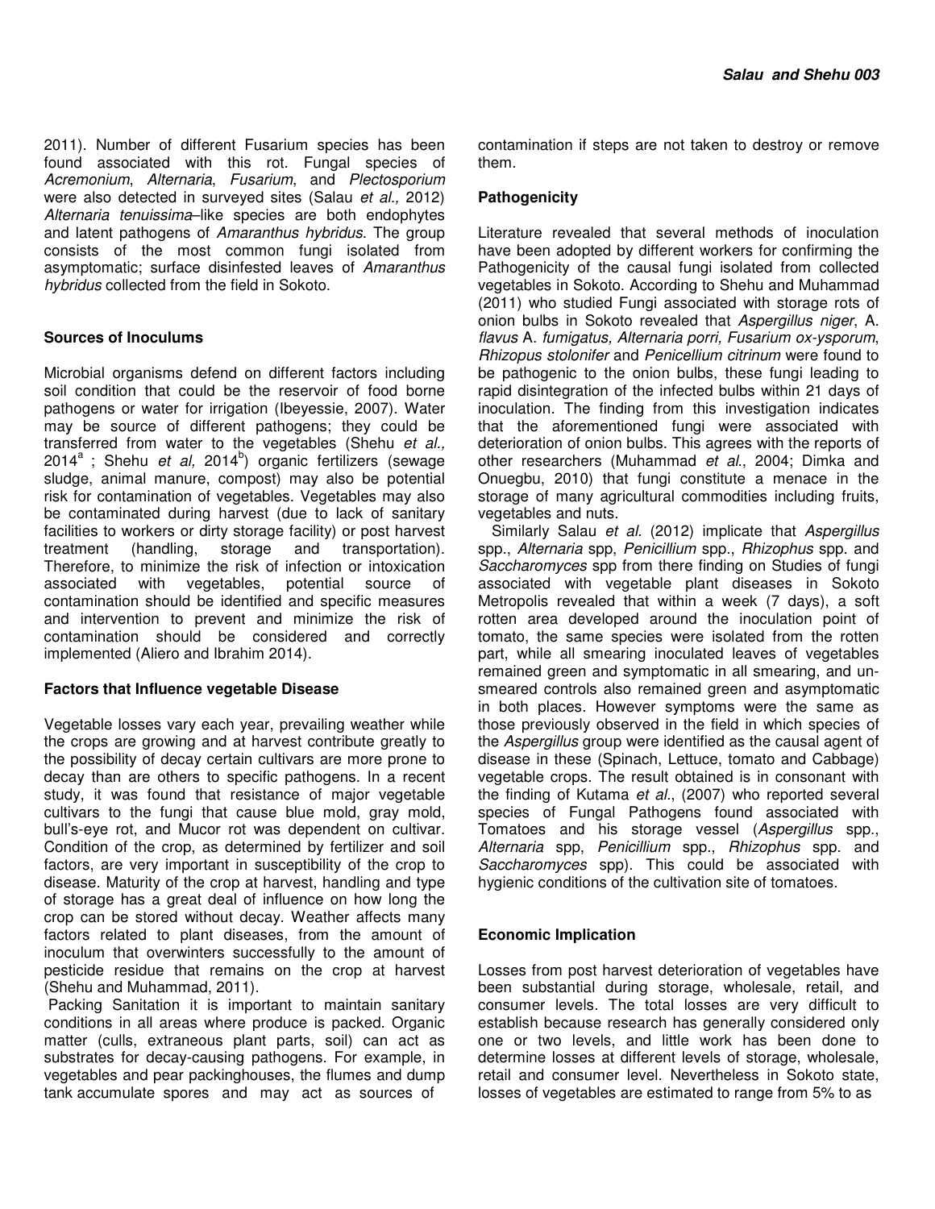2011). Number of different Fusarium species has been found associated with this rot. Fungal species of *Acremonium*, *Alternaria*, *Fusarium*, and *Plectosporium* were also detected in surveyed sites (Salau *et al.,* 2012) *Alternaria tenuissima*–like species are both endophytes and latent pathogens of *Amaranthus hybridus*. The group consists of the most common fungi isolated from asymptomatic; surface disinfested leaves of *Amaranthus hybridus* collected from the field in Sokoto.

### Sources of Inoculums

Microbial organisms defend on different factors including soil condition that could be the reservoir of food borne pathogens or water for irrigation (Ibeyessie, 2007). Water may be source of different pathogens; they could be transferred from water to the vegetables (Shehu *et al.,* 2014[a] ; Shehu *et al,* 2014[b]) organic fertilizers (sewage sludge, animal manure, compost) may also be potential risk for contamination of vegetables. Vegetables may also be contaminated during harvest (due to lack of sanitary facilities to workers or dirty storage facility) or post harvest treatment (handling, storage and transportation). Therefore, to minimize the risk of infection or intoxication associated with vegetables, potential source of contamination should be identified and specific measures and intervention to prevent and minimize the risk of contamination should be considered and correctly implemented (Aliero and Ibrahim 2014).

### Factors that Influence vegetable Disease

Vegetable losses vary each year, prevailing weather while the crops are growing and at harvest contribute greatly to the possibility of decay certain cultivars are more prone to decay than are others to specific pathogens. In a recent study, it was found that resistance of major vegetable cultivars to the fungi that cause blue mold, gray mold, bull's-eye rot, and Mucor rot was dependent on cultivar. Condition of the crop, as determined by fertilizer and soil factors, are very important in susceptibility of the crop to disease. Maturity of the crop at harvest, handling and type of storage has a great deal of influence on how long the crop can be stored without decay. Weather affects many factors related to plant diseases, from the amount of inoculum that overwinters successfully to the amount of pesticide residue that remains on the crop at harvest (Shehu and Muhammad, 2011).

Packing Sanitation it is important to maintain sanitary conditions in all areas where produce is packed. Organic matter (culls, extraneous plant parts, soil) can act as substrates for decay-causing pathogens. For example, in vegetables and pear packinghouses, the flumes and dump tank accumulate spores and may act as sources of contamination if steps are not taken to destroy or remove them.

### Pathogenicity

Literature revealed that several methods of inoculation have been adopted by different workers for confirming the Pathogenicity of the causal fungi isolated from collected vegetables in Sokoto. According to Shehu and Muhammad (2011) who studied Fungi associated with storage rots of onion bulbs in Sokoto revealed that *Aspergillus niger*, A. *flavus* A. *fumigatus, Alternaria porri, Fusarium ox-ysporum*, *Rhizopus stolonifer* and *Penicellium citrinum* were found to be pathogenic to the onion bulbs, these fungi leading to rapid disintegration of the infected bulbs within 21 days of inoculation. The finding from this investigation indicates that the aforementioned fungi were associated with deterioration of onion bulbs. This agrees with the reports of other researchers (Muhammad *et al*., 2004; Dimka and Onuegbu, 2010) that fungi constitute a menace in the storage of many agricultural commodities including fruits, vegetables and nuts.

Similarly Salau *et al.* (2012) implicate that *Aspergillus* spp., *Alternaria* spp, *Penicillium* spp., *Rhizophus* spp. and *Saccharomyces* spp from there finding on Studies of fungi associated with vegetable plant diseases in Sokoto Metropolis revealed that within a week (7 days), a soft rotten area developed around the inoculation point of tomato, the same species were isolated from the rotten part, while all smearing inoculated leaves of vegetables remained green and symptomatic in all smearing, and un-smeared controls also remained green and asymptomatic in both places. However symptoms were the same as those previously observed in the field in which species of the *Aspergillus* group were identified as the causal agent of disease in these (Spinach, Lettuce, tomato and Cabbage) vegetable crops. The result obtained is in consonant with the finding of Kutama *et al*., (2007) who reported several species of Fungal Pathogens found associated with Tomatoes and his storage vessel (*Aspergillus* spp., *Alternaria* spp, *Penicillium* spp., *Rhizophus* spp. and *Saccharomyces* spp). This could be associated with hygienic conditions of the cultivation site of tomatoes.

### Economic Implication

Losses from post harvest deterioration of vegetables have been substantial during storage, wholesale, retail, and consumer levels. The total losses are very difficult to establish because research has generally considered only one or two levels, and little work has been done to determine losses at different levels of storage, wholesale, retail and consumer level. Nevertheless in Sokoto state, losses of vegetables are estimated to range from 5% to as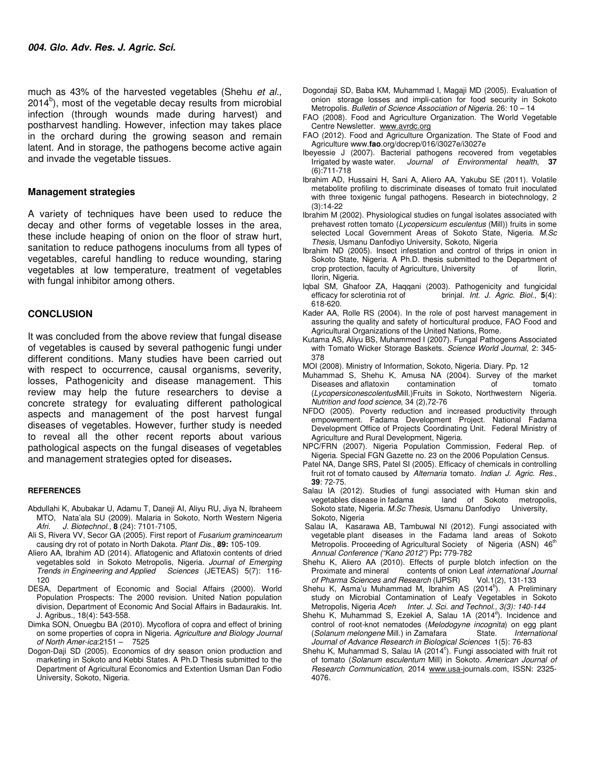much as 43% of the harvested vegetables (Shehu *et al.,* 2014[b]), most of the vegetable decay results from microbial infection (through wounds made during harvest) and postharvest handling. However, infection may takes place in the orchard during the growing season and remain latent. And in storage, the pathogens become active again and invade the vegetable tissues.

## Management strategies

A variety of techniques have been used to reduce the decay and other forms of vegetable losses in the area, these include heaping of onion on the floor of straw hurt, sanitation to reduce pathogens inoculums from all types of vegetables, careful handling to reduce wounding, staring vegetables at low temperature, treatment of vegetables with fungal inhibitor among others.

## CONCLUSION

It was concluded from the above review that fungal disease of vegetables is caused by several pathogenic fungi under different conditions. Many studies have been carried out with respect to occurrence, causal organisms, severity, losses, Pathogenicity and disease management. This review may help the future researchers to devise a concrete strategy for evaluating different pathological aspects and management of the post harvest fungal diseases of vegetables. However, further study is needed to reveal all the other recent reports about various pathological aspects on the fungal diseases of vegetables and management strategies opted for diseases**.**

### REFERENCES

Abdullahi K, Abubakar U, Adamu T, Daneji AI, Aliyu RU, Jiya N, Ibraheem MTO, Nata'ala SU (2009). Malaria in Sokoto, North Western Nigeria *Afri. J. Biotechnol.,* **8** (24): 7101-7105,

Ali S, Rivera VV, Secor GA (2005). First report of *Fusarium gramincearum* causing dry rot of potato in North Dakota. *Plant Dis*., **89:** 105-109.

Aliero AA, Ibrahim AD (2014). Aflatogenic and Aflatoxin contents of dried vegetables sold in Sokoto Metropolis, Nigeria. *Journal of Emerging Trends in Engineering and Applied Sciences* (JETEAS) 5(7): 116-120

DESA, Department of Economic and Social Affairs (2000). World Population Prospects: The 2000 revision. United Nation population division, Department of Economic And Social Affairs in Badaurakis. Int. J. Agribus., 18(4): 543-558.

Dimka SON, Onuegbu BA (2010). Mycoflora of copra and effect of brining on some properties of copra in Nigeria. *Agriculture and Biology Journal of North Amer-ica*:2151 – 7525

Dogon-Daji SD (2005). Economics of dry season onion production and marketing in Sokoto and Kebbi States. A Ph.D Thesis submitted to the Department of Agricultural Economics and Extention Usman Dan Fodio University, Sokoto, Nigeria.

Dogondaji SD, Baba KM, Muhammad I, Magaji MD (2005). Evaluation of onion storage losses and impli-cation for food security in Sokoto Metropolis. *Bulletin of Science Association of Nigeria.* 26: 10 – 14

FAO (2008). Food and Agriculture Organization. The World Vegetable Centre Newsletter. www.avrdc.org

FAO (2012). Food and Agriculture Organization. The State of Food and Agriculture www.**fao**.org/docrep/016/i3027e/i3027e

Ibeyessie J (2007). Bacterial pathogens recovered from vegetables Irrigated by waste water. *Journal of Environmental health*, **37** (6):711-718

Ibrahim AD, Hussaini H, Sani A, Aliero AA, Yakubu SE (2011). Volatile metabolite profiling to discriminate diseases of tomato fruit inoculated with three toxigenic fungal pathogens. Research in biotechnology, 2 (3):14-22

Ibrahim M (2002). Physiological studies on fungal isolates associated with prehavest rotten tomato (*Lycopersicum esculentus* (Mill)) fruits in some selected Local Government Areas of Sokoto State, Nigeria. *M.Sc Thesis*, Usmanu Danfodiyo University, Sokoto, Nigeria

Ibrahim ND (2005). Insect infestation and control of thrips in onion in Sokoto State, Nigeria. A Ph.D. thesis submitted to the Department of crop protection, faculty of Agriculture, University of Ilorin, Ilorin, Nigeria.

Iqbal SM, Ghafoor ZA, Haqqani (2003). Pathogenicity and fungicidal efficacy for sclerotinia rot of brinjal. *Int. J. Agric. Biol*., **5**(4): 618-620.

Kader AA, Rolle RS (2004). In the role of post harvest management in assuring the quality and safety of horticultural produce, FAO Food and Agricultural Organizations of the United Nations, Rome.

Kutama AS, Aliyu BS, Muhammed I (2007). Fungal Pathogens Associated with Tomato Wicker Storage Baskets. *Science World Journal,* 2: 345-378

MOI (2008). Ministry of Information, Sokoto, Nigeria. Diary. Pp. 12

Muhammad S, Shehu K, Amusa NA (2004). Survey of the market Diseases and aflatoxin contamination of tomato (*LycopersiconescolentusMill.*)Fruits in Sokoto, Northwestern Nigeria. *Nutrition and food science*, 34 (2),72-76

NFDO (2005). Poverty reduction and increased productivity through empowerment. Fadama Development Project. National Fadama Development Office of Projects Coordinating Unit. Federal Ministry of Agriculture and Rural Development, Nigeria.

NPC/FRN (2007). Nigeria Population Commission, Federal Rep. of Nigeria. Special FGN Gazette no. 23 on the 2006 Population Census.

Patel NA, Dange SRS, Patel SI (2005). Efficacy of chemicals in controlling fruit rot of tomato caused by *Alternaria* tomato. *Indian J. Agric. Res*., **39**: 72-75.

Salau IA (2012). Studies of fungi associated with Human skin and vegetables disease in fadama land of Sokoto metropolis, Sokoto state, Nigeria. *M.Sc Thesis,* Usmanu Danfodiyo University, Sokoto, Nigeria

Salau IA, Kasarawa AB, Tambuwal NI (2012). Fungi associated with vegetable plant diseases in the Fadama land areas of Sokoto Metropolis. Proceeding of Agricultural Society of Nigeria (ASN) 46[th] *Annual Conference ("Kano 2012")* Pp**:** 779-782

Shehu K, Aliero AA (2010). Effects of purple blotch infection on the Proximate and mineral contents of onion Leaf *international Journal of Pharma Sciences and Research* (IJPSR) Vol.1(2), 131-133

Shehu K, Asma'u Muhammad M, Ibrahim AS (2014[b]). A Preliminary study on Microbial Contamination of Leafy Vegetables in Sokoto Metropolis, Nigeria *Aceh Inter. J. Sci. and Technol., 3(3): 140-144*

Shehu K, Muhammad S, Ezekiel A, Salau 1A (2014[d]). Incidence and control of root-knot nematodes (*Melodogyne incognita*) on egg plant (*Solanum melongene* Mill.) in Zamafara State. *International Journal of Advance Research in Biological Sciences* 1(5): 76-83

Shehu K, Muhammad S, Salau IA (2014[c]). Fungi associated with fruit rot of tomato (*Solanum esculentum* Mill) in Sokoto. *American Journal of Research Communication*, 2014 www.usa-journals.com, ISSN: 2325-4076.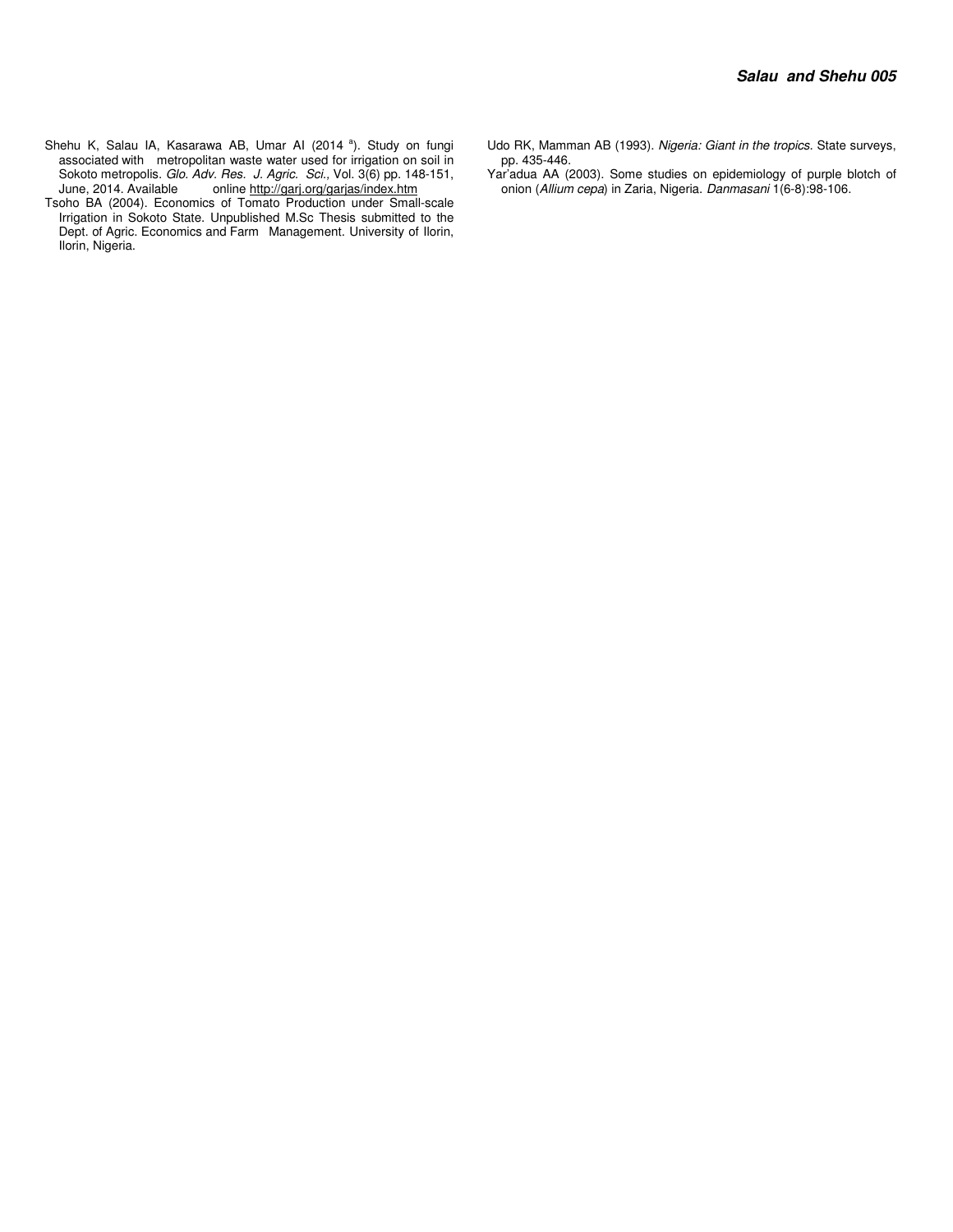Shehu K, Salau IA, Kasarawa AB, Umar AI (2014 [a]). Study on fungi associated with metropolitan waste water used for irrigation on soil in Sokoto metropolis. *Glo. Adv. Res. J. Agric. Sci.*, Vol. 3(6) pp. 148-151, June, 2014. Available online http://garj.org/garjas/index.htm

Tsoho BA (2004). Economics of Tomato Production under Small-scale Irrigation in Sokoto State. Unpublished M.Sc Thesis submitted to the Dept. of Agric. Economics and Farm Management. University of Ilorin, Ilorin, Nigeria.

Udo RK, Mamman AB (1993). *Nigeria: Giant in the tropics*. State surveys, pp. 435-446.

Yar'adua AA (2003). Some studies on epidemiology of purple blotch of onion (*Allium cepa*) in Zaria, Nigeria. *Danmasani* 1(6-8):98-106.